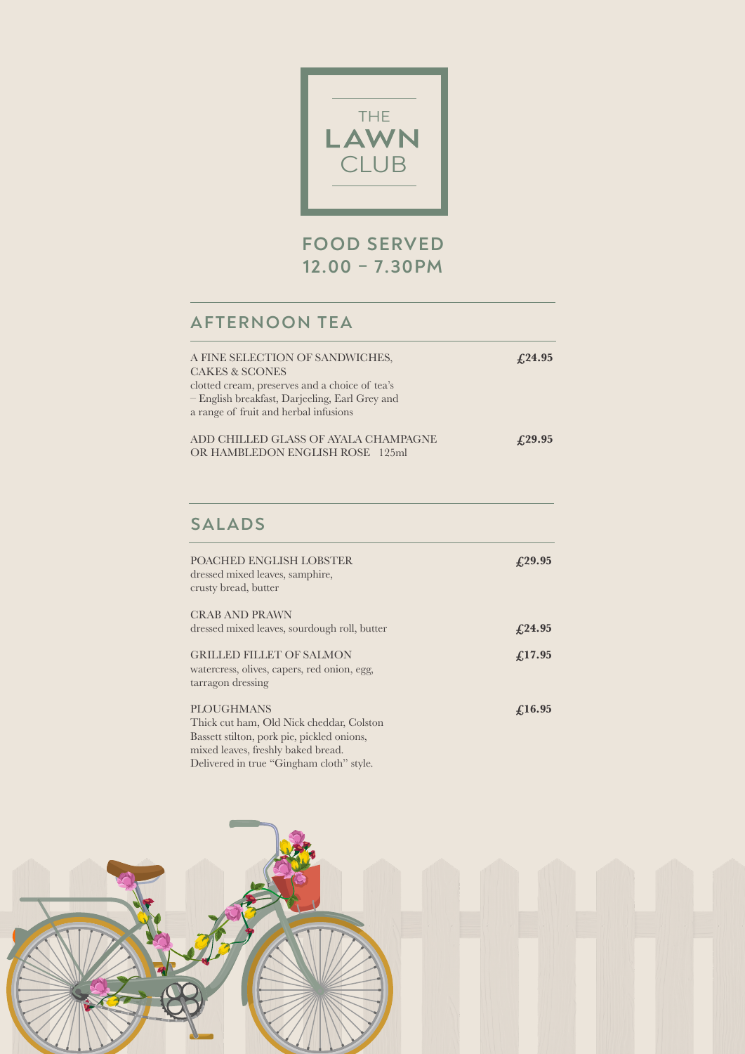# THE LAWN CLUB

## FOOD SERVED 12.00 – 7.30PM

## AFTERNOON TEA

A FINE SELECTION OF SANDWICHES, CAKES & SCONES **£24.95**
clotted cream, preserves and a choice of tea's – English breakfast, Darjeeling, Earl Grey and a range of fruit and herbal infusions

ADD CHILLED GLASS OF AYALA CHAMPAGNE OR HAMBLEDON ENGLISH ROSE 125ml **£29.95**

## SALADS

POACHED ENGLISH LOBSTER **£29.95**
dressed mixed leaves, samphire, crusty bread, butter

CRAB AND PRAWN **£24.95**
dressed mixed leaves, sourdough roll, butter

GRILLED FILLET OF SALMON **£17.95**
watercress, olives, capers, red onion, egg, tarragon dressing

PLOUGHMANS **£16.95**
Thick cut ham, Old Nick cheddar, Colston Bassett stilton, pork pie, pickled onions, mixed leaves, freshly baked bread.
Delivered in true "Gingham cloth" style.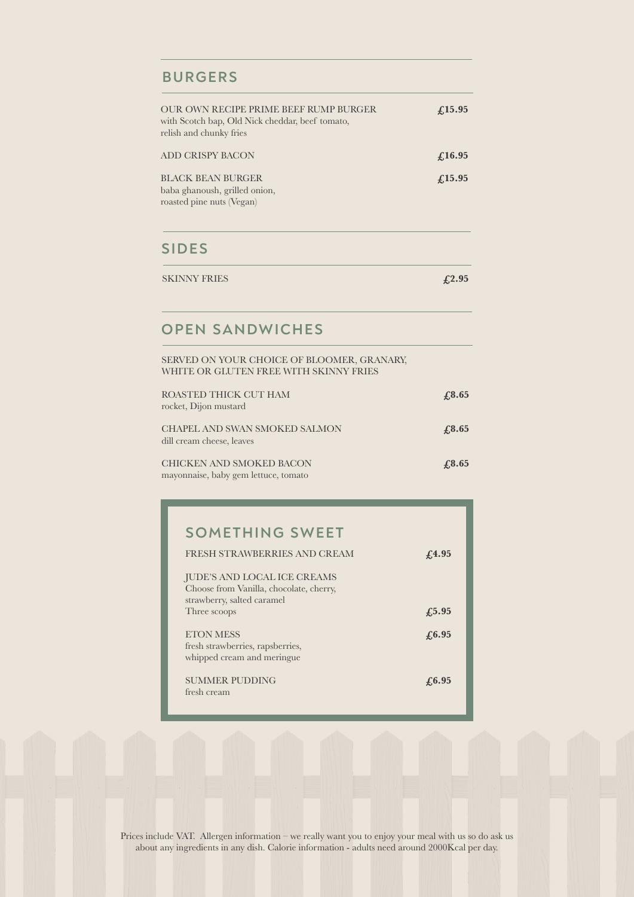## BURGERS

OUR OWN RECIPE PRIME BEEF RUMP BURGER **£15.95**
with Scotch bap, Old Nick cheddar, beef tomato, relish and chunky fries

ADD CRISPY BACON **£16.95**

BLACK BEAN BURGER **£15.95**
baba ghanoush, grilled onion, roasted pine nuts (Vegan)

## SIDES

SKINNY FRIES **£2.95**

## OPEN SANDWICHES

SERVED ON YOUR CHOICE OF BLOOMER, GRANARY, WHITE OR GLUTEN FREE WITH SKINNY FRIES

ROASTED THICK CUT HAM **£8.65**
rocket, Dijon mustard

CHAPEL AND SWAN SMOKED SALMON **£8.65**
dill cream cheese, leaves

CHICKEN AND SMOKED BACON **£8.65**
mayonnaise, baby gem lettuce, tomato

## SOMETHING SWEET

FRESH STRAWBERRIES AND CREAM **£4.95**

JUDE'S AND LOCAL ICE CREAMS
Choose from Vanilla, chocolate, cherry, strawberry, salted caramel
Three scoops **£5.95**

ETON MESS **£6.95**
fresh strawberries, rapsberries, whipped cream and meringue

SUMMER PUDDING **£6.95**
fresh cream

Prices include VAT. Allergen information – we really want you to enjoy your meal with us so do ask us about any ingredients in any dish. Calorie information - adults need around 2000Kcal per day.